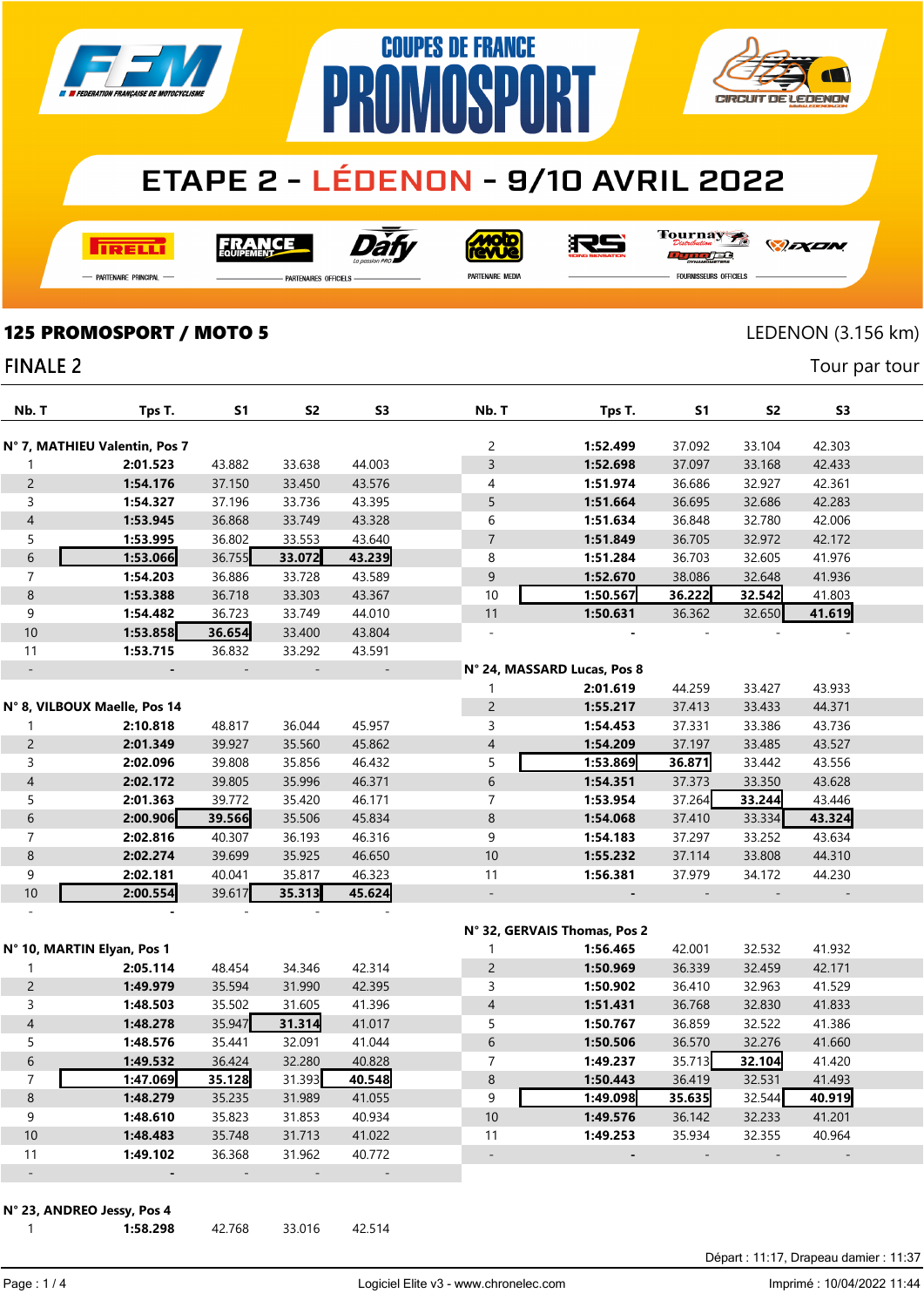COUPES DE FRANCE PROMOSPORT

# ETAPE 2 - LÉDENON - 9/10 AVRIL 2022

PARTENAIRE PRINCIPAL — PARTENAIRES OFFICIELS — PARTENAIRE MEDIA — FOURNISSEURS OFFICIELS

## 125 PROMOSPORT / MOTO 5

LEDENON (3.156 km)

### FINALE 2

Tour par tour

| Nb. T | Tps T. | S1 | S2 | S3 |
|---|---|---|---|---|
| **N° 7, MATHIEU Valentin, Pos 7** | | | | |
| 1 | **2:01.523** | 43.882 | 33.638 | 44.003 |
| 2 | **1:54.176** | 37.150 | 33.450 | 43.576 |
| 3 | **1:54.327** | 37.196 | 33.736 | 43.395 |
| 4 | **1:53.945** | 36.868 | 33.749 | 43.328 |
| 5 | **1:53.995** | 36.802 | 33.553 | 43.640 |
| 6 | **1:53.066** | 36.755 | **33.072** | **43.239** |
| 7 | **1:54.203** | 36.886 | 33.728 | 43.589 |
| 8 | **1:53.388** | 36.718 | 33.303 | 43.367 |
| 9 | **1:54.482** | 36.723 | 33.749 | 44.010 |
| 10 | **1:53.858** | **36.654** | 33.400 | 43.804 |
| 11 | **1:53.715** | 36.832 | 33.292 | 43.591 |
| - | - | - | - | - |
| **N° 8, VILBOUX Maelle, Pos 14** | | | | |
| 1 | **2:10.818** | 48.817 | 36.044 | 45.957 |
| 2 | **2:01.349** | 39.927 | 35.560 | 45.862 |
| 3 | **2:02.096** | 39.808 | 35.856 | 46.432 |
| 4 | **2:02.172** | 39.805 | 35.996 | 46.371 |
| 5 | **2:01.363** | 39.772 | 35.420 | 46.171 |
| 6 | **2:00.906** | **39.566** | 35.506 | 45.834 |
| 7 | **2:02.816** | 40.307 | 36.193 | 46.316 |
| 8 | **2:02.274** | 39.699 | 35.925 | 46.650 |
| 9 | **2:02.181** | 40.041 | 35.817 | 46.323 |
| 10 | **2:00.554** | 39.617 | **35.313** | **45.624** |
| - | - | - | - | - |
| **N° 10, MARTIN Elyan, Pos 1** | | | | |
| 1 | **2:05.114** | 48.454 | 34.346 | 42.314 |
| 2 | **1:49.979** | 35.594 | 31.990 | 42.395 |
| 3 | **1:48.503** | 35.502 | 31.605 | 41.396 |
| 4 | **1:48.278** | 35.947 | **31.314** | 41.017 |
| 5 | **1:48.576** | 35.441 | 32.091 | 41.044 |
| 6 | **1:49.532** | 36.424 | 32.280 | 40.828 |
| 7 | **1:47.069** | **35.128** | 31.393 | **40.548** |
| 8 | **1:48.279** | 35.235 | 31.989 | 41.055 |
| 9 | **1:48.610** | 35.823 | 31.853 | 40.934 |
| 10 | **1:48.483** | 35.748 | 31.713 | 41.022 |
| 11 | **1:49.102** | 36.368 | 31.962 | 40.772 |
| - | - | - | - | - |
| **N° 23, ANDREO Jessy, Pos 4** | | | | |
| 1 | **1:58.298** | 42.768 | 33.016 | 42.514 |
| 2 | **1:52.499** | 37.092 | 33.104 | 42.303 |
| 3 | **1:52.698** | 37.097 | 33.168 | 42.433 |
| 4 | **1:51.974** | 36.686 | 32.927 | 42.361 |
| 5 | **1:51.664** | 36.695 | 32.686 | 42.283 |
| 6 | **1:51.634** | 36.848 | 32.780 | 42.006 |
| 7 | **1:51.849** | 36.705 | 32.972 | 42.172 |
| 8 | **1:51.284** | 36.703 | 32.605 | 41.976 |
| 9 | **1:52.670** | 38.086 | 32.648 | 41.936 |
| 10 | **1:50.567** | **36.222** | **32.542** | 41.803 |
| 11 | **1:50.631** | 36.362 | 32.650 | **41.619** |
| - | - | - | - | - |
| **N° 24, MASSARD Lucas, Pos 8** | | | | |
| 1 | **2:01.619** | 44.259 | 33.427 | 43.933 |
| 2 | **1:55.217** | 37.413 | 33.433 | 44.371 |
| 3 | **1:54.453** | 37.331 | 33.386 | 43.736 |
| 4 | **1:54.209** | 37.197 | 33.485 | 43.527 |
| 5 | **1:53.869** | **36.871** | 33.442 | 43.556 |
| 6 | **1:54.351** | 37.373 | 33.350 | 43.628 |
| 7 | **1:53.954** | 37.264 | **33.244** | 43.446 |
| 8 | **1:54.068** | 37.410 | 33.334 | **43.324** |
| 9 | **1:54.183** | 37.297 | 33.252 | 43.634 |
| 10 | **1:55.232** | 37.114 | 33.808 | 44.310 |
| 11 | **1:56.381** | 37.979 | 34.172 | 44.230 |
| - | - | - | - | - |
| **N° 32, GERVAIS Thomas, Pos 2** | | | | |
| 1 | **1:56.465** | 42.001 | 32.532 | 41.932 |
| 2 | **1:50.969** | 36.339 | 32.459 | 42.171 |
| 3 | **1:50.902** | 36.410 | 32.963 | 41.529 |
| 4 | **1:51.431** | 36.768 | 32.830 | 41.833 |
| 5 | **1:50.767** | 36.859 | 32.522 | 41.386 |
| 6 | **1:50.506** | 36.570 | 32.276 | 41.660 |
| 7 | **1:49.237** | 35.713 | **32.104** | 41.420 |
| 8 | **1:50.443** | 36.419 | 32.531 | 41.493 |
| 9 | **1:49.098** | **35.635** | 32.544 | **40.919** |
| 10 | **1:49.576** | 36.142 | 32.233 | 41.201 |
| 11 | **1:49.253** | 35.934 | 32.355 | 40.964 |
| - | - | - | - | - |

Départ : 11:17, Drapeau damier : 11:37

Logiciel Elite v3 - www.chronelec.com

Imprimé : 10/04/2022 11:44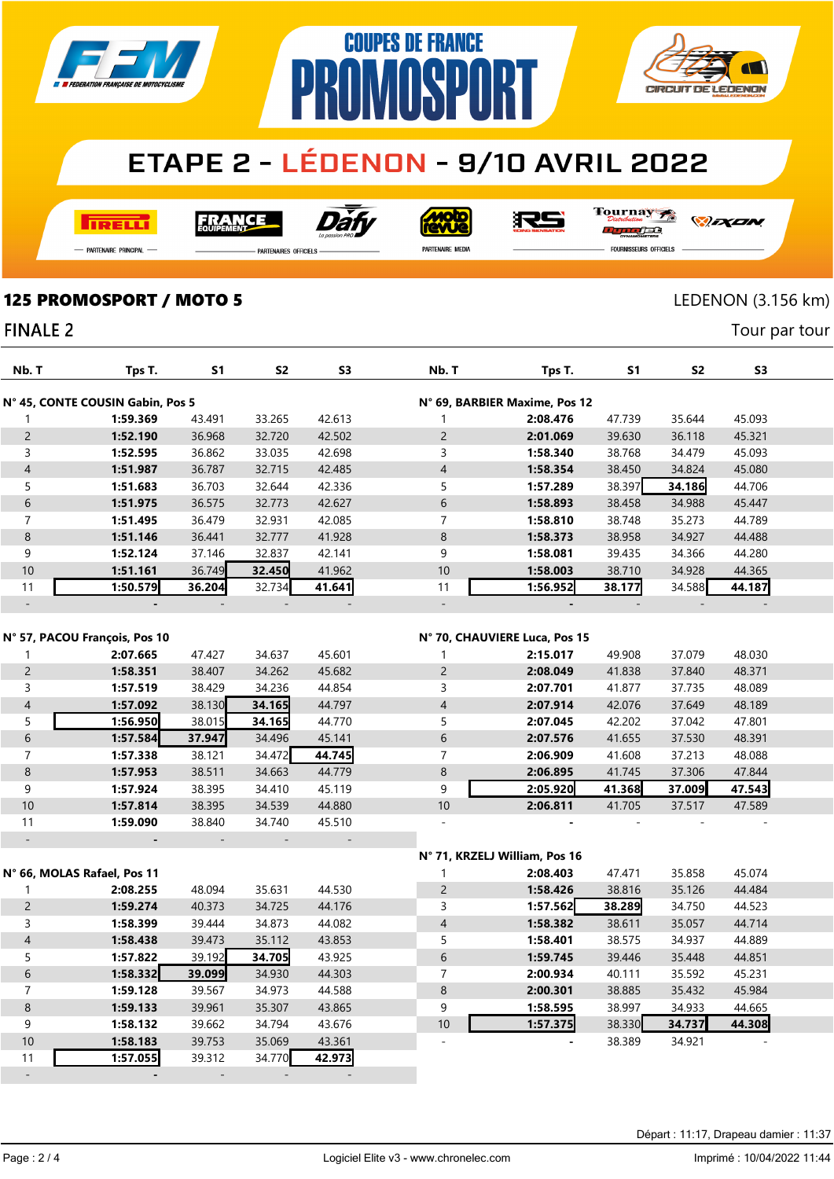# COUPES DE FRANCE PROMOSPORT

## ETAPE 2 - LÉDENON - 9/10 AVRIL 2022

PARTENAIRE PRINCIPAL — PARTENAIRES OFFICIELS — PARTENAIRE MEDIA — FOURNISSEURS OFFICIELS

**125 PROMOSPORT / MOTO 5** — LEDENON (3.156 km)

**FINALE 2** — Tour par tour

### N° 45, CONTE COUSIN Gabin, Pos 5

| Nb. T | Tps T. | S1 | S2 | S3 |
|---|---|---|---|---|
| 1 | **1:59.369** | 43.491 | 33.265 | 42.613 |
| 2 | **1:52.190** | 36.968 | 32.720 | 42.502 |
| 3 | **1:52.595** | 36.862 | 33.035 | 42.698 |
| 4 | **1:51.987** | 36.787 | 32.715 | 42.485 |
| 5 | **1:51.683** | 36.703 | 32.644 | 42.336 |
| 6 | **1:51.975** | 36.575 | 32.773 | 42.627 |
| 7 | **1:51.495** | 36.479 | 32.931 | 42.085 |
| 8 | **1:51.146** | 36.441 | 32.777 | 41.928 |
| 9 | **1:52.124** | 37.146 | 32.837 | 42.141 |
| 10 | **1:51.161** | 36.749 | **32.450** | 41.962 |
| 11 | **1:50.579** | **36.204** | 32.734 | **41.641** |
| - | - | - | - | - |

### N° 57, PACOU François, Pos 10

| Nb. T | Tps T. | S1 | S2 | S3 |
|---|---|---|---|---|
| 1 | **2:07.665** | 47.427 | 34.637 | 45.601 |
| 2 | **1:58.351** | 38.407 | 34.262 | 45.682 |
| 3 | **1:57.519** | 38.429 | 34.236 | 44.854 |
| 4 | **1:57.092** | 38.130 | **34.165** | 44.797 |
| 5 | **1:56.950** | 38.015 | **34.165** | 44.770 |
| 6 | **1:57.584** | **37.947** | 34.496 | 45.141 |
| 7 | **1:57.338** | 38.121 | 34.472 | **44.745** |
| 8 | **1:57.953** | 38.511 | 34.663 | 44.779 |
| 9 | **1:57.924** | 38.395 | 34.410 | 45.119 |
| 10 | **1:57.814** | 38.395 | 34.539 | 44.880 |
| 11 | **1:59.090** | 38.840 | 34.740 | 45.510 |
| - | - | - | - | - |

### N° 66, MOLAS Rafael, Pos 11

| Nb. T | Tps T. | S1 | S2 | S3 |
|---|---|---|---|---|
| 1 | **2:08.255** | 48.094 | 35.631 | 44.530 |
| 2 | **1:59.274** | 40.373 | 34.725 | 44.176 |
| 3 | **1:58.399** | 39.444 | 34.873 | 44.082 |
| 4 | **1:58.438** | 39.473 | 35.112 | 43.853 |
| 5 | **1:57.822** | 39.192 | **34.705** | 43.925 |
| 6 | **1:58.332** | **39.099** | 34.930 | 44.303 |
| 7 | **1:59.128** | 39.567 | 34.973 | 44.588 |
| 8 | **1:59.133** | 39.961 | 35.307 | 43.865 |
| 9 | **1:58.132** | 39.662 | 34.794 | 43.676 |
| 10 | **1:58.183** | 39.753 | 35.069 | 43.361 |
| 11 | **1:57.055** | 39.312 | 34.770 | **42.973** |
| - | - | - | - | - |

### N° 69, BARBIER Maxime, Pos 12

| Nb. T | Tps T. | S1 | S2 | S3 |
|---|---|---|---|---|
| 1 | **2:08.476** | 47.739 | 35.644 | 45.093 |
| 2 | **2:01.069** | 39.630 | 36.118 | 45.321 |
| 3 | **1:58.340** | 38.768 | 34.479 | 45.093 |
| 4 | **1:58.354** | 38.450 | 34.824 | 45.080 |
| 5 | **1:57.289** | 38.397 | **34.186** | 44.706 |
| 6 | **1:58.893** | 38.458 | 34.988 | 45.447 |
| 7 | **1:58.810** | 38.748 | 35.273 | 44.789 |
| 8 | **1:58.373** | 38.958 | 34.927 | 44.488 |
| 9 | **1:58.081** | 39.435 | 34.366 | 44.280 |
| 10 | **1:58.003** | 38.710 | 34.928 | 44.365 |
| 11 | **1:56.952** | **38.177** | 34.588 | **44.187** |
| - | - | - | - | - |

### N° 70, CHAUVIERE Luca, Pos 15

| Nb. T | Tps T. | S1 | S2 | S3 |
|---|---|---|---|---|
| 1 | **2:15.017** | 49.908 | 37.079 | 48.030 |
| 2 | **2:08.049** | 41.838 | 37.840 | 48.371 |
| 3 | **2:07.701** | 41.877 | 37.735 | 48.089 |
| 4 | **2:07.914** | 42.076 | 37.649 | 48.189 |
| 5 | **2:07.045** | 42.202 | 37.042 | 47.801 |
| 6 | **2:07.576** | 41.655 | 37.530 | 48.391 |
| 7 | **2:06.909** | 41.608 | 37.213 | 48.088 |
| 8 | **2:06.895** | 41.745 | 37.306 | 47.844 |
| 9 | **2:05.920** | **41.368** | **37.009** | **47.543** |
| 10 | **2:06.811** | 41.705 | 37.517 | 47.589 |
| - | - | - | - | - |

### N° 71, KRZELJ William, Pos 16

| Nb. T | Tps T. | S1 | S2 | S3 |
|---|---|---|---|---|
| 1 | **2:08.403** | 47.471 | 35.858 | 45.074 |
| 2 | **1:58.426** | 38.816 | 35.126 | 44.484 |
| 3 | **1:57.562** | **38.289** | 34.750 | 44.523 |
| 4 | **1:58.382** | 38.611 | 35.057 | 44.714 |
| 5 | **1:58.401** | 38.575 | 34.937 | 44.889 |
| 6 | **1:59.745** | 39.446 | 35.448 | 44.851 |
| 7 | **2:00.934** | 40.111 | 35.592 | 45.231 |
| 8 | **2:00.301** | 38.885 | 35.432 | 45.984 |
| 9 | **1:58.595** | 38.997 | 34.933 | 44.665 |
| 10 | **1:57.375** | 38.330 | **34.737** | **44.308** |
| - | - | 38.389 | 34.921 | - |

Départ : 11:17, Drapeau damier : 11:37

Logiciel Elite v3 - www.chronelec.com — Imprimé : 10/04/2022 11:44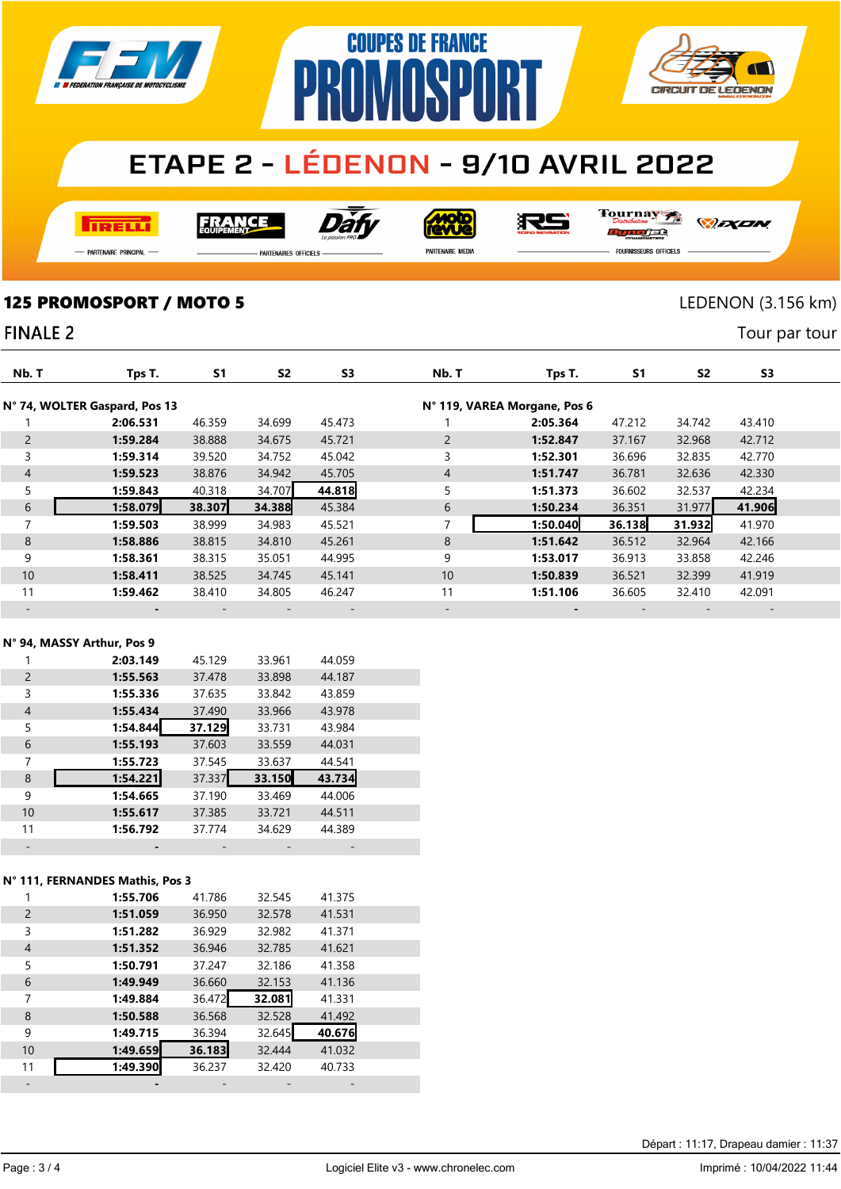# COUPES DE FRANCE PROMOSPORT

## ETAPE 2 - LÉDENON - 9/10 AVRIL 2022

PARTENAIRE PRINCIPAL — PARTENAIRES OFFICIELS — PARTENAIRE MEDIA — FOURNISSEURS OFFICIELS

## 125 PROMOSPORT / MOTO 5

LEDENON (3.156 km)

### FINALE 2

Tour par tour

**N° 74, WOLTER Gaspard, Pos 13**

| Nb. T | Tps T. | S1 | S2 | S3 |
|---|---|---|---|---|
| 1 | **2:06.531** | 46.359 | 34.699 | 45.473 |
| 2 | **1:59.284** | 38.888 | 34.675 | 45.721 |
| 3 | **1:59.314** | 39.520 | 34.752 | 45.042 |
| 4 | **1:59.523** | 38.876 | 34.942 | 45.705 |
| 5 | **1:59.843** | 40.318 | 34.707 | **44.818** |
| 6 | **1:58.079** | **38.307** | **34.388** | 45.384 |
| 7 | **1:59.503** | 38.999 | 34.983 | 45.521 |
| 8 | **1:58.886** | 38.815 | 34.810 | 45.261 |
| 9 | **1:58.361** | 38.315 | 35.051 | 44.995 |
| 10 | **1:58.411** | 38.525 | 34.745 | 45.141 |
| 11 | **1:59.462** | 38.410 | 34.805 | 46.247 |
| - | - | - | - | - |

**N° 119, VAREA Morgane, Pos 6**

| Nb. T | Tps T. | S1 | S2 | S3 |
|---|---|---|---|---|
| 1 | **2:05.364** | 47.212 | 34.742 | 43.410 |
| 2 | **1:52.847** | 37.167 | 32.968 | 42.712 |
| 3 | **1:52.301** | 36.696 | 32.835 | 42.770 |
| 4 | **1:51.747** | 36.781 | 32.636 | 42.330 |
| 5 | **1:51.373** | 36.602 | 32.537 | 42.234 |
| 6 | **1:50.234** | 36.351 | 31.977 | **41.906** |
| 7 | **1:50.040** | **36.138** | **31.932** | 41.970 |
| 8 | **1:51.642** | 36.512 | 32.964 | 42.166 |
| 9 | **1:53.017** | 36.913 | 33.858 | 42.246 |
| 10 | **1:50.839** | 36.521 | 32.399 | 41.919 |
| 11 | **1:51.106** | 36.605 | 32.410 | 42.091 |
| - | - | - | - | - |

**N° 94, MASSY Arthur, Pos 9**

| Nb. T | Tps T. | S1 | S2 | S3 |
|---|---|---|---|---|
| 1 | **2:03.149** | 45.129 | 33.961 | 44.059 |
| 2 | **1:55.563** | 37.478 | 33.898 | 44.187 |
| 3 | **1:55.336** | 37.635 | 33.842 | 43.859 |
| 4 | **1:55.434** | 37.490 | 33.966 | 43.978 |
| 5 | **1:54.844** | **37.129** | 33.731 | 43.984 |
| 6 | **1:55.193** | 37.603 | 33.559 | 44.031 |
| 7 | **1:55.723** | 37.545 | 33.637 | 44.541 |
| 8 | **1:54.221** | 37.337 | **33.150** | **43.734** |
| 9 | **1:54.665** | 37.190 | 33.469 | 44.006 |
| 10 | **1:55.617** | 37.385 | 33.721 | 44.511 |
| 11 | **1:56.792** | 37.774 | 34.629 | 44.389 |
| - | - | - | - | - |

**N° 111, FERNANDES Mathis, Pos 3**

| Nb. T | Tps T. | S1 | S2 | S3 |
|---|---|---|---|---|
| 1 | **1:55.706** | 41.786 | 32.545 | 41.375 |
| 2 | **1:51.059** | 36.950 | 32.578 | 41.531 |
| 3 | **1:51.282** | 36.929 | 32.982 | 41.371 |
| 4 | **1:51.352** | 36.946 | 32.785 | 41.621 |
| 5 | **1:50.791** | 37.247 | 32.186 | 41.358 |
| 6 | **1:49.949** | 36.660 | 32.153 | 41.136 |
| 7 | **1:49.884** | 36.472 | **32.081** | 41.331 |
| 8 | **1:50.588** | 36.568 | 32.528 | 41.492 |
| 9 | **1:49.715** | 36.394 | 32.645 | **40.676** |
| 10 | **1:49.659** | **36.183** | 32.444 | 41.032 |
| 11 | **1:49.390** | 36.237 | 32.420 | 40.733 |
| - | - | - | - | - |

Départ : 11:17, Drapeau damier : 11:37

Logiciel Elite v3 - www.chronelec.com

Imprimé : 10/04/2022 11:44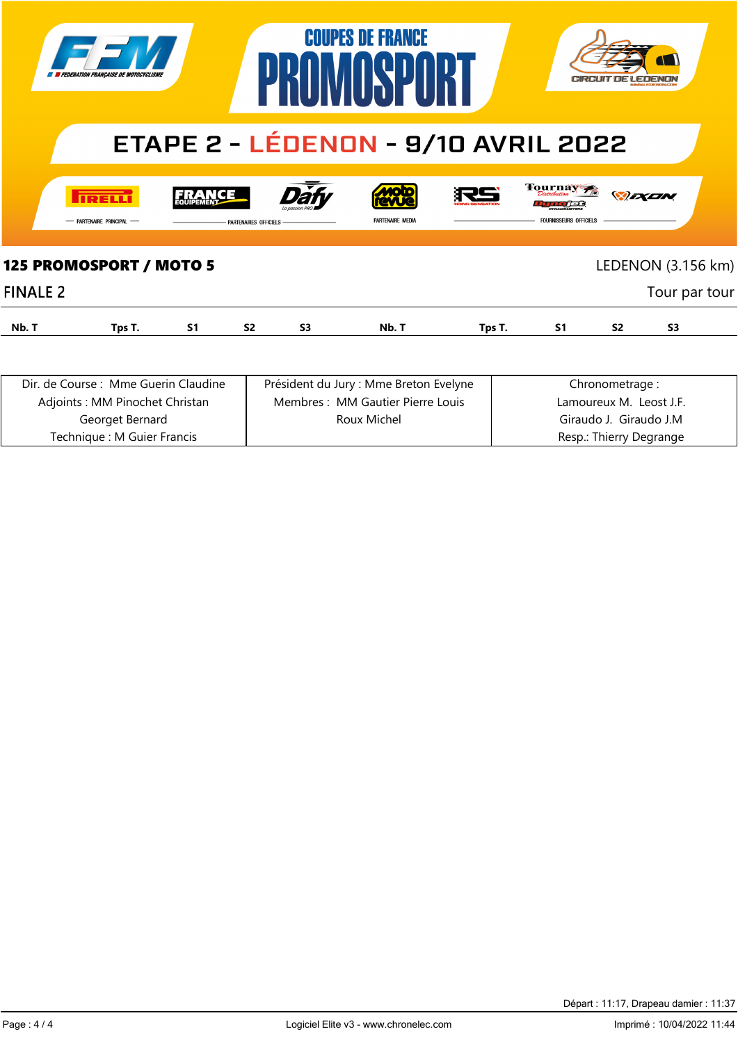COUPES DE FRANCE
PROMOSPORT

## ETAPE 2 - LÉDENON - 9/10 AVRIL 2022

PARTENAIRE PRINCIPAL — PARTENAIRES OFFICIELS — PARTENAIRE MEDIA — FOURNISSEURS OFFICIELS

### 125 PROMOSPORT / MOTO 5

LEDENON (3.156 km)

### FINALE 2

Tour par tour

| Nb. T | Tps T. | S1 | S2 | S3 | Nb. T | Tps T. | S1 | S2 | S3 |
|---|---|---|---|---|---|---|---|---|---|

| | | |
|---|---|---|
| Dir. de Course : Mme Guerin Claudine<br>Adjoints : MM Pinochet Christan<br>Georget Bernard<br>Technique : M Guier Francis | Président du Jury : Mme Breton Evelyne<br>Membres : MM Gautier Pierre Louis<br>Roux Michel | Chronometrage :<br>Lamoureux M. Leost J.F.<br>Giraudo J. Giraudo J.M<br>Resp.: Thierry Degrange |

Départ : 11:17, Drapeau damier : 11:37

Logiciel Elite v3 - www.chronelec.com

Imprimé : 10/04/2022 11:44